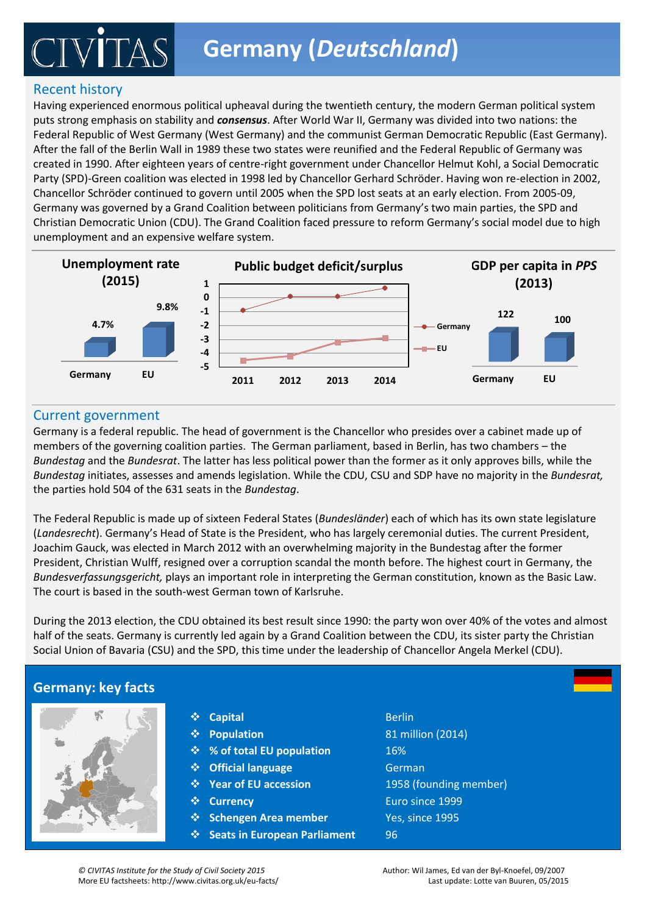# Germany (*Deutschland*)

## Recent history

Having experienced enormous political upheaval during the twentieth century, the modern German political system puts strong emphasis on stability and ***consensus***. After World War II, Germany was divided into two nations: the Federal Republic of West Germany (West Germany) and the communist German Democratic Republic (East Germany). After the fall of the Berlin Wall in 1989 these two states were reunified and the Federal Republic of Germany was created in 1990. After eighteen years of centre-right government under Chancellor Helmut Kohl, a Social Democratic Party (SPD)-Green coalition was elected in 1998 led by Chancellor Gerhard Schröder. Having won re-election in 2002, Chancellor Schröder continued to govern until 2005 when the SPD lost seats at an early election. From 2005-09, Germany was governed by a Grand Coalition between politicians from Germany's two main parties, the SPD and Christian Democratic Union (CDU). The Grand Coalition faced pressure to reform Germany's social model due to high unemployment and an expensive welfare system.

**Unemployment rate (2015)**

| | Germany | EU |
|---|---|---|
| Unemployment rate | 4.7% | 9.8% |

**Public budget deficit/surplus**

| | 2011 | 2012 | 2013 | 2014 |
|---|---|---|---|---|
| Germany | -1 | 0 | 0 | 1 |
| EU | -4.5 | -4.2 | -3.2 | -2.9 |

**GDP per capita in *PPS* (2013)**

| | Germany | EU |
|---|---|---|
| GDP per capita | 122 | 100 |

## Current government

Germany is a federal republic. The head of government is the Chancellor who presides over a cabinet made up of members of the governing coalition parties. The German parliament, based in Berlin, has two chambers – the *Bundestag* and the *Bundesrat*. The latter has less political power than the former as it only approves bills, while the *Bundestag* initiates, assesses and amends legislation. While the CDU, CSU and SDP have no majority in the *Bundesrat,* the parties hold 504 of the 631 seats in the *Bundestag*.

The Federal Republic is made up of sixteen Federal States (*Bundesländer*) each of which has its own state legislature (*Landesrecht*). Germany's Head of State is the President, who has largely ceremonial duties. The current President, Joachim Gauck, was elected in March 2012 with an overwhelming majority in the Bundestag after the former President, Christian Wulff, resigned over a corruption scandal the month before. The highest court in Germany, the *Bundesverfassungsgericht,* plays an important role in interpreting the German constitution, known as the Basic Law. The court is based in the south-west German town of Karlsruhe.

During the 2013 election, the CDU obtained its best result since 1990: the party won over 40% of the votes and almost half of the seats. Germany is currently led again by a Grand Coalition between the CDU, its sister party the Christian Social Union of Bavaria (CSU) and the SPD, this time under the leadership of Chancellor Angela Merkel (CDU).

## Germany: key facts

- **Capital**: Berlin
- **Population**: 81 million (2014)
- **% of total EU population**: 16%
- **Official language**: German
- **Year of EU accession**: 1958 (founding member)
- **Currency**: Euro since 1999
- **Schengen Area member**: Yes, since 1995
- **Seats in European Parliament**: 96

*© CIVITAS Institute for the Study of Civil Society 2015*
More EU factsheets: http://www.civitas.org.uk/eu-facts/

Author: Wil James, Ed van der Byl-Knoefel, 09/2007
Last update: Lotte van Buuren, 05/2015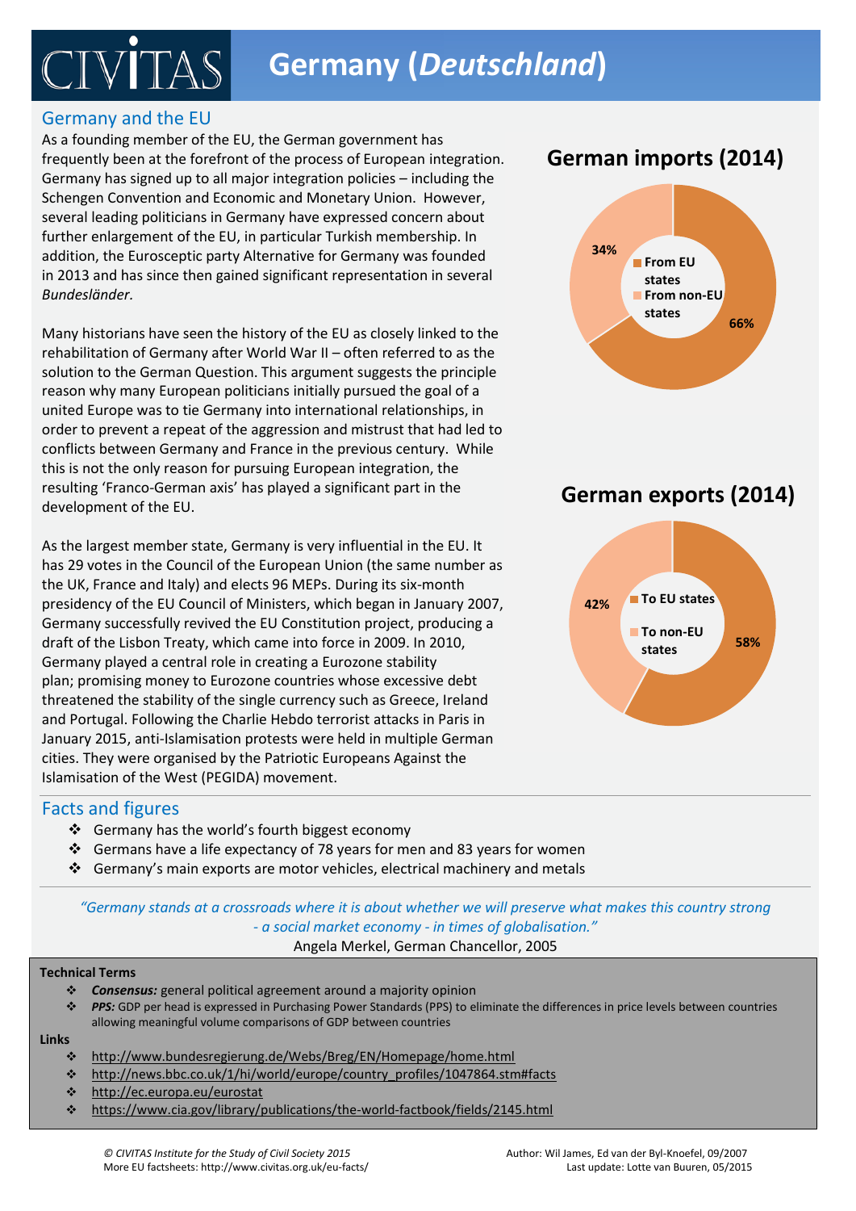# Germany (*Deutschland*)

## Germany and the EU

As a founding member of the EU, the German government has frequently been at the forefront of the process of European integration. Germany has signed up to all major integration policies – including the Schengen Convention and Economic and Monetary Union. However, several leading politicians in Germany have expressed concern about further enlargement of the EU, in particular Turkish membership. In addition, the Eurosceptic party Alternative for Germany was founded in 2013 and has since then gained significant representation in several *Bundesländer*.

Many historians have seen the history of the EU as closely linked to the rehabilitation of Germany after World War II – often referred to as the solution to the German Question. This argument suggests the principle reason why many European politicians initially pursued the goal of a united Europe was to tie Germany into international relationships, in order to prevent a repeat of the aggression and mistrust that had led to conflicts between Germany and France in the previous century. While this is not the only reason for pursuing European integration, the resulting 'Franco-German axis' has played a significant part in the development of the EU.

As the largest member state, Germany is very influential in the EU. It has 29 votes in the Council of the European Union (the same number as the UK, France and Italy) and elects 96 MEPs. During its six-month presidency of the EU Council of Ministers, which began in January 2007, Germany successfully revived the EU Constitution project, producing a draft of the Lisbon Treaty, which came into force in 2009. In 2010, Germany played a central role in creating a Eurozone stability plan; promising money to Eurozone countries whose excessive debt threatened the stability of the single currency such as Greece, Ireland and Portugal. Following the Charlie Hebdo terrorist attacks in Paris in January 2015, anti-Islamisation protests were held in multiple German cities. They were organised by the Patriotic Europeans Against the Islamisation of the West (PEGIDA) movement.

**German imports (2014)**

From EU states
From non-EU states
34%
66%

**German exports (2014)**

To EU states
To non-EU states
42%
58%

## Facts and figures

- Germany has the world's fourth biggest economy
- Germans have a life expectancy of 78 years for men and 83 years for women
- Germany's main exports are motor vehicles, electrical machinery and metals

*"Germany stands at a crossroads where it is about whether we will preserve what makes this country strong - a social market economy - in times of globalisation."*
Angela Merkel, German Chancellor, 2005

**Technical Terms**

- ***Consensus:*** general political agreement around a majority opinion
- ***PPS:*** GDP per head is expressed in Purchasing Power Standards (PPS) to eliminate the differences in price levels between countries allowing meaningful volume comparisons of GDP between countries

**Links**

- http://www.bundesregierung.de/Webs/Breg/EN/Homepage/home.html
- http://news.bbc.co.uk/1/hi/world/europe/country_profiles/1047864.stm#facts
- http://ec.europa.eu/eurostat
- https://www.cia.gov/library/publications/the-world-factbook/fields/2145.html

*© CIVITAS Institute for the Study of Civil Society 2015*
More EU factsheets: http://www.civitas.org.uk/eu-facts/

Author: Wil James, Ed van der Byl-Knoefel, 09/2007
Last update: Lotte van Buuren, 05/2015